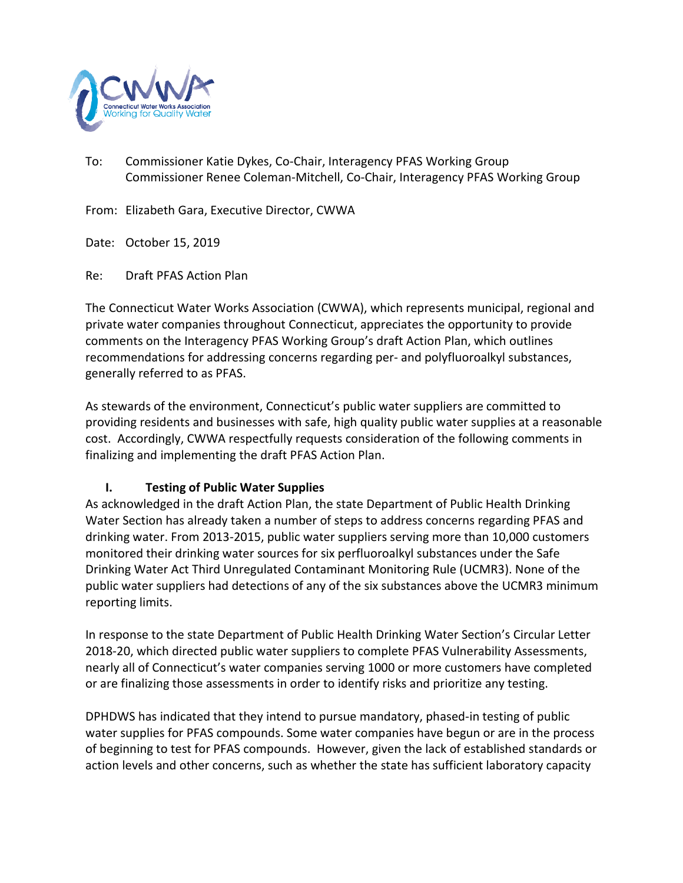To: Commissioner Katie Dykes, Co-Chair, Interagency PFAS Working Group
Commissioner Renee Coleman-Mitchell, Co-Chair, Interagency PFAS Working Group

From: Elizabeth Gara, Executive Director, CWWA

Date: October 15, 2019

Re: Draft PFAS Action Plan

The Connecticut Water Works Association (CWWA), which represents municipal, regional and private water companies throughout Connecticut, appreciates the opportunity to provide comments on the Interagency PFAS Working Group's draft Action Plan, which outlines recommendations for addressing concerns regarding per- and polyfluoroalkyl substances, generally referred to as PFAS.

As stewards of the environment, Connecticut's public water suppliers are committed to providing residents and businesses with safe, high quality public water supplies at a reasonable cost. Accordingly, CWWA respectfully requests consideration of the following comments in finalizing and implementing the draft PFAS Action Plan.

## I. Testing of Public Water Supplies

As acknowledged in the draft Action Plan, the state Department of Public Health Drinking Water Section has already taken a number of steps to address concerns regarding PFAS and drinking water. From 2013-2015, public water suppliers serving more than 10,000 customers monitored their drinking water sources for six perfluoroalkyl substances under the Safe Drinking Water Act Third Unregulated Contaminant Monitoring Rule (UCMR3). None of the public water suppliers had detections of any of the six substances above the UCMR3 minimum reporting limits.

In response to the state Department of Public Health Drinking Water Section's Circular Letter 2018-20, which directed public water suppliers to complete PFAS Vulnerability Assessments, nearly all of Connecticut's water companies serving 1000 or more customers have completed or are finalizing those assessments in order to identify risks and prioritize any testing.

DPHDWS has indicated that they intend to pursue mandatory, phased-in testing of public water supplies for PFAS compounds. Some water companies have begun or are in the process of beginning to test for PFAS compounds. However, given the lack of established standards or action levels and other concerns, such as whether the state has sufficient laboratory capacity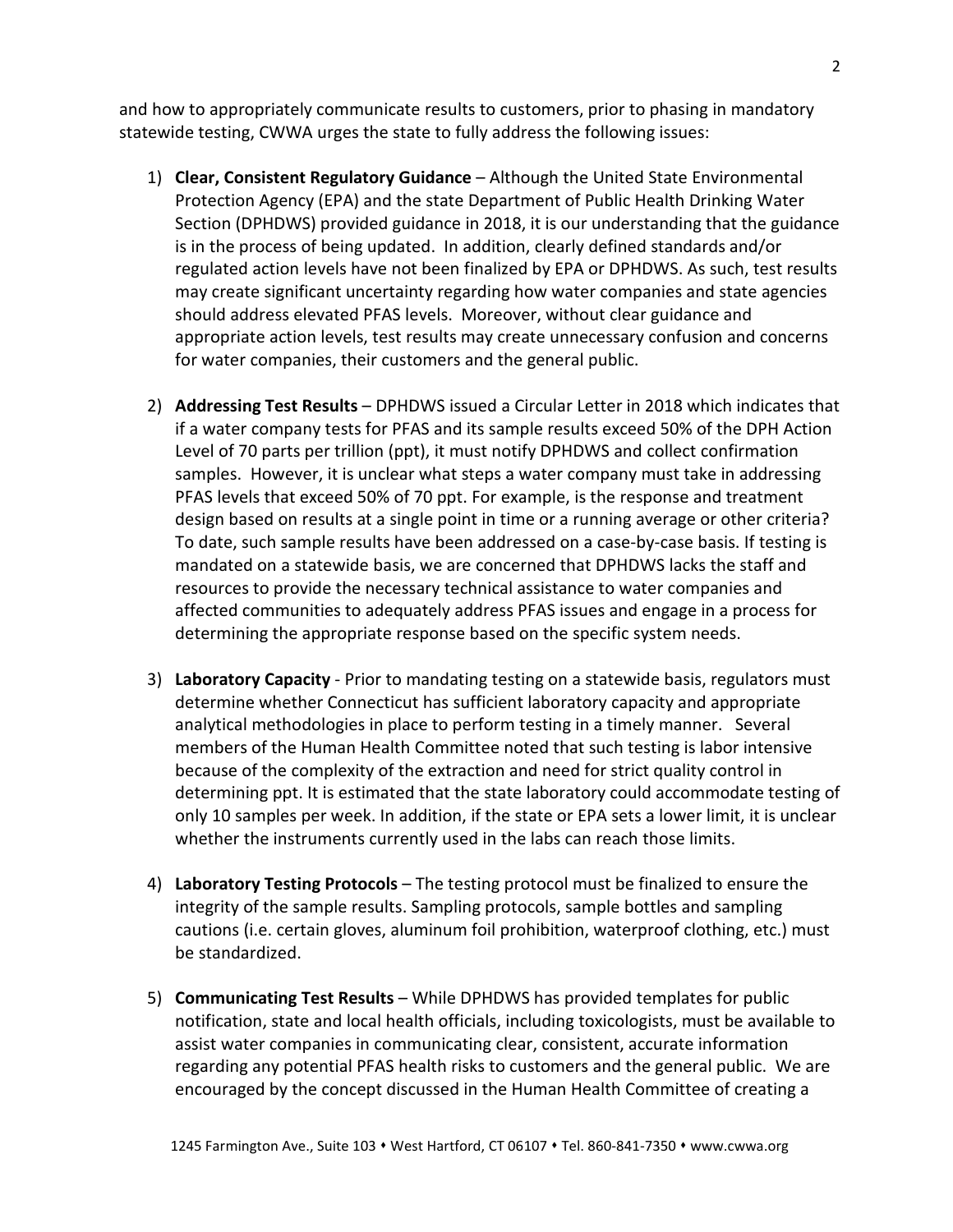and how to appropriately communicate results to customers, prior to phasing in mandatory statewide testing, CWWA urges the state to fully address the following issues:

1) **Clear, Consistent Regulatory Guidance** – Although the United State Environmental Protection Agency (EPA) and the state Department of Public Health Drinking Water Section (DPHDWS) provided guidance in 2018, it is our understanding that the guidance is in the process of being updated. In addition, clearly defined standards and/or regulated action levels have not been finalized by EPA or DPHDWS. As such, test results may create significant uncertainty regarding how water companies and state agencies should address elevated PFAS levels. Moreover, without clear guidance and appropriate action levels, test results may create unnecessary confusion and concerns for water companies, their customers and the general public.

2) **Addressing Test Results** – DPHDWS issued a Circular Letter in 2018 which indicates that if a water company tests for PFAS and its sample results exceed 50% of the DPH Action Level of 70 parts per trillion (ppt), it must notify DPHDWS and collect confirmation samples. However, it is unclear what steps a water company must take in addressing PFAS levels that exceed 50% of 70 ppt. For example, is the response and treatment design based on results at a single point in time or a running average or other criteria? To date, such sample results have been addressed on a case-by-case basis. If testing is mandated on a statewide basis, we are concerned that DPHDWS lacks the staff and resources to provide the necessary technical assistance to water companies and affected communities to adequately address PFAS issues and engage in a process for determining the appropriate response based on the specific system needs.

3) **Laboratory Capacity** - Prior to mandating testing on a statewide basis, regulators must determine whether Connecticut has sufficient laboratory capacity and appropriate analytical methodologies in place to perform testing in a timely manner. Several members of the Human Health Committee noted that such testing is labor intensive because of the complexity of the extraction and need for strict quality control in determining ppt. It is estimated that the state laboratory could accommodate testing of only 10 samples per week. In addition, if the state or EPA sets a lower limit, it is unclear whether the instruments currently used in the labs can reach those limits.

4) **Laboratory Testing Protocols** – The testing protocol must be finalized to ensure the integrity of the sample results. Sampling protocols, sample bottles and sampling cautions (i.e. certain gloves, aluminum foil prohibition, waterproof clothing, etc.) must be standardized.

5) **Communicating Test Results** – While DPHDWS has provided templates for public notification, state and local health officials, including toxicologists, must be available to assist water companies in communicating clear, consistent, accurate information regarding any potential PFAS health risks to customers and the general public. We are encouraged by the concept discussed in the Human Health Committee of creating a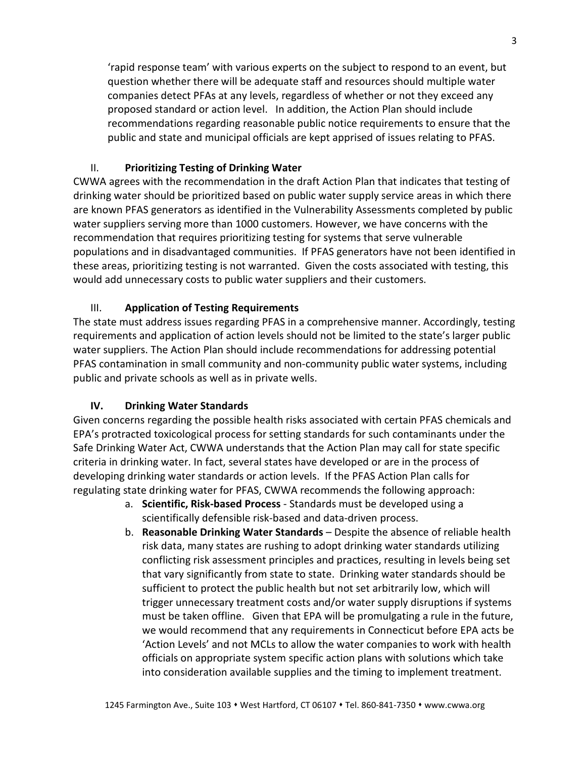'rapid response team' with various experts on the subject to respond to an event, but question whether there will be adequate staff and resources should multiple water companies detect PFAs at any levels, regardless of whether or not they exceed any proposed standard or action level. In addition, the Action Plan should include recommendations regarding reasonable public notice requirements to ensure that the public and state and municipal officials are kept apprised of issues relating to PFAS.

### II. **Prioritizing Testing of Drinking Water**

CWWA agrees with the recommendation in the draft Action Plan that indicates that testing of drinking water should be prioritized based on public water supply service areas in which there are known PFAS generators as identified in the Vulnerability Assessments completed by public water suppliers serving more than 1000 customers. However, we have concerns with the recommendation that requires prioritizing testing for systems that serve vulnerable populations and in disadvantaged communities. If PFAS generators have not been identified in these areas, prioritizing testing is not warranted. Given the costs associated with testing, this would add unnecessary costs to public water suppliers and their customers.

### III. **Application of Testing Requirements**

The state must address issues regarding PFAS in a comprehensive manner. Accordingly, testing requirements and application of action levels should not be limited to the state's larger public water suppliers. The Action Plan should include recommendations for addressing potential PFAS contamination in small community and non-community public water systems, including public and private schools as well as in private wells.

### IV. **Drinking Water Standards**

Given concerns regarding the possible health risks associated with certain PFAS chemicals and EPA's protracted toxicological process for setting standards for such contaminants under the Safe Drinking Water Act, CWWA understands that the Action Plan may call for state specific criteria in drinking water. In fact, several states have developed or are in the process of developing drinking water standards or action levels. If the PFAS Action Plan calls for regulating state drinking water for PFAS, CWWA recommends the following approach:

a. **Scientific, Risk-based Process** - Standards must be developed using a scientifically defensible risk-based and data-driven process.

b. **Reasonable Drinking Water Standards** – Despite the absence of reliable health risk data, many states are rushing to adopt drinking water standards utilizing conflicting risk assessment principles and practices, resulting in levels being set that vary significantly from state to state. Drinking water standards should be sufficient to protect the public health but not set arbitrarily low, which will trigger unnecessary treatment costs and/or water supply disruptions if systems must be taken offline. Given that EPA will be promulgating a rule in the future, we would recommend that any requirements in Connecticut before EPA acts be 'Action Levels' and not MCLs to allow the water companies to work with health officials on appropriate system specific action plans with solutions which take into consideration available supplies and the timing to implement treatment.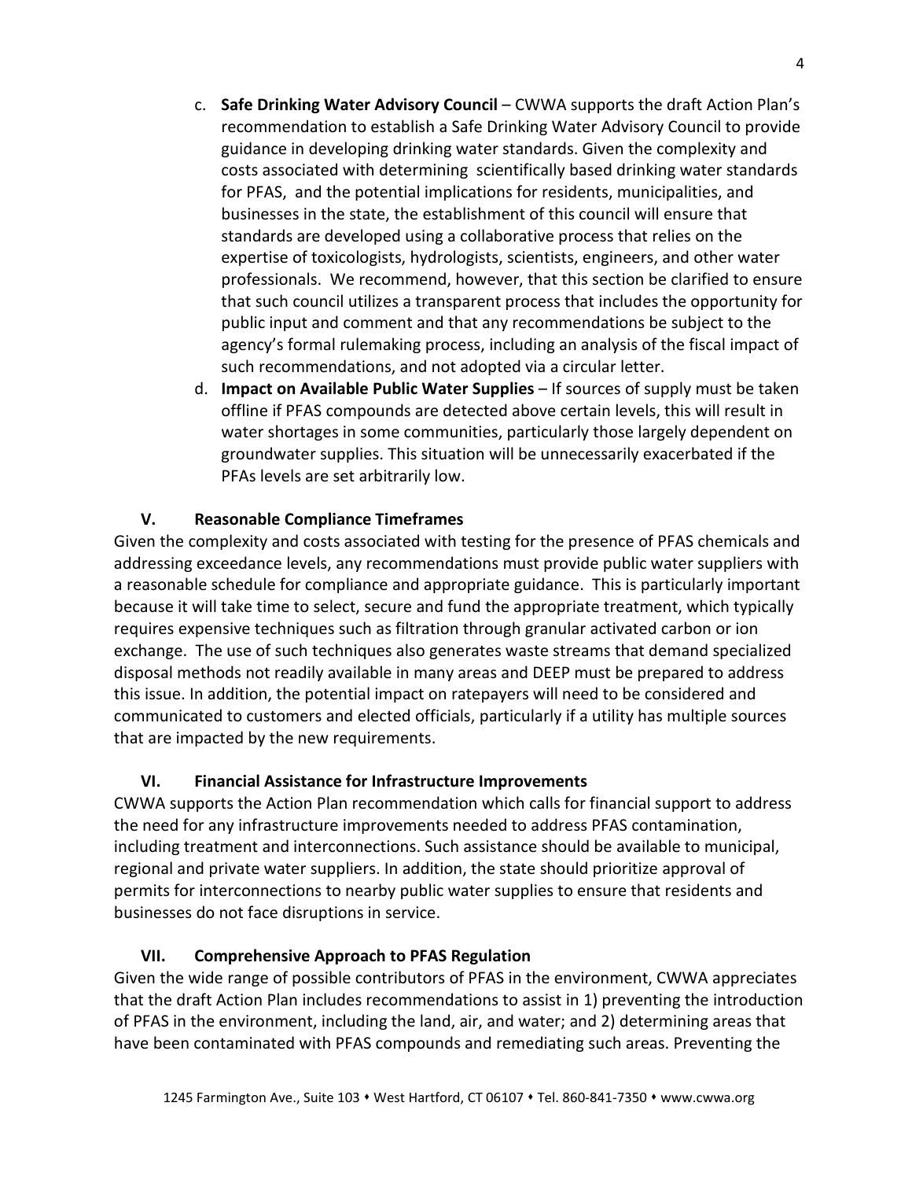c. **Safe Drinking Water Advisory Council** – CWWA supports the draft Action Plan's recommendation to establish a Safe Drinking Water Advisory Council to provide guidance in developing drinking water standards. Given the complexity and costs associated with determining scientifically based drinking water standards for PFAS, and the potential implications for residents, municipalities, and businesses in the state, the establishment of this council will ensure that standards are developed using a collaborative process that relies on the expertise of toxicologists, hydrologists, scientists, engineers, and other water professionals. We recommend, however, that this section be clarified to ensure that such council utilizes a transparent process that includes the opportunity for public input and comment and that any recommendations be subject to the agency's formal rulemaking process, including an analysis of the fiscal impact of such recommendations, and not adopted via a circular letter.

d. **Impact on Available Public Water Supplies** – If sources of supply must be taken offline if PFAS compounds are detected above certain levels, this will result in water shortages in some communities, particularly those largely dependent on groundwater supplies. This situation will be unnecessarily exacerbated if the PFAs levels are set arbitrarily low.

## V. Reasonable Compliance Timeframes

Given the complexity and costs associated with testing for the presence of PFAS chemicals and addressing exceedance levels, any recommendations must provide public water suppliers with a reasonable schedule for compliance and appropriate guidance. This is particularly important because it will take time to select, secure and fund the appropriate treatment, which typically requires expensive techniques such as filtration through granular activated carbon or ion exchange. The use of such techniques also generates waste streams that demand specialized disposal methods not readily available in many areas and DEEP must be prepared to address this issue. In addition, the potential impact on ratepayers will need to be considered and communicated to customers and elected officials, particularly if a utility has multiple sources that are impacted by the new requirements.

## VI. Financial Assistance for Infrastructure Improvements

CWWA supports the Action Plan recommendation which calls for financial support to address the need for any infrastructure improvements needed to address PFAS contamination, including treatment and interconnections. Such assistance should be available to municipal, regional and private water suppliers. In addition, the state should prioritize approval of permits for interconnections to nearby public water supplies to ensure that residents and businesses do not face disruptions in service.

## VII. Comprehensive Approach to PFAS Regulation

Given the wide range of possible contributors of PFAS in the environment, CWWA appreciates that the draft Action Plan includes recommendations to assist in 1) preventing the introduction of PFAS in the environment, including the land, air, and water; and 2) determining areas that have been contaminated with PFAS compounds and remediating such areas. Preventing the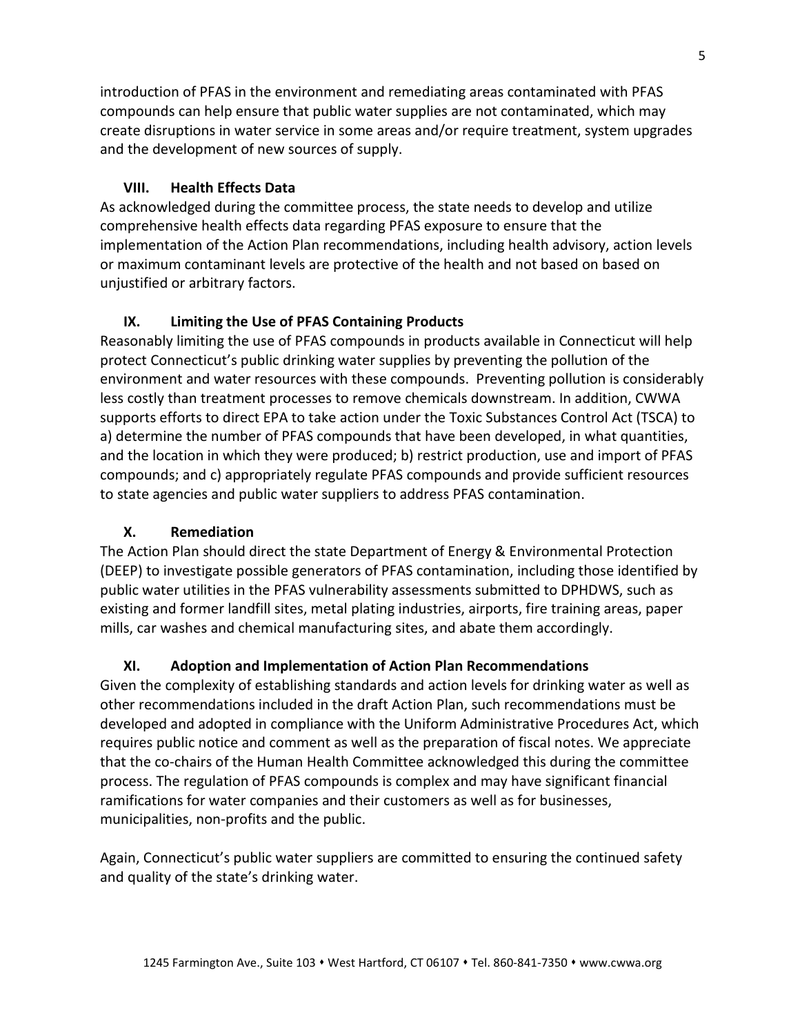introduction of PFAS in the environment and remediating areas contaminated with PFAS compounds can help ensure that public water supplies are not contaminated, which may create disruptions in water service in some areas and/or require treatment, system upgrades and the development of new sources of supply.

### VIII. Health Effects Data

As acknowledged during the committee process, the state needs to develop and utilize comprehensive health effects data regarding PFAS exposure to ensure that the implementation of the Action Plan recommendations, including health advisory, action levels or maximum contaminant levels are protective of the health and not based on based on unjustified or arbitrary factors.

### IX. Limiting the Use of PFAS Containing Products

Reasonably limiting the use of PFAS compounds in products available in Connecticut will help protect Connecticut's public drinking water supplies by preventing the pollution of the environment and water resources with these compounds. Preventing pollution is considerably less costly than treatment processes to remove chemicals downstream. In addition, CWWA supports efforts to direct EPA to take action under the Toxic Substances Control Act (TSCA) to a) determine the number of PFAS compounds that have been developed, in what quantities, and the location in which they were produced; b) restrict production, use and import of PFAS compounds; and c) appropriately regulate PFAS compounds and provide sufficient resources to state agencies and public water suppliers to address PFAS contamination.

### X. Remediation

The Action Plan should direct the state Department of Energy & Environmental Protection (DEEP) to investigate possible generators of PFAS contamination, including those identified by public water utilities in the PFAS vulnerability assessments submitted to DPHDWS, such as existing and former landfill sites, metal plating industries, airports, fire training areas, paper mills, car washes and chemical manufacturing sites, and abate them accordingly.

### XI. Adoption and Implementation of Action Plan Recommendations

Given the complexity of establishing standards and action levels for drinking water as well as other recommendations included in the draft Action Plan, such recommendations must be developed and adopted in compliance with the Uniform Administrative Procedures Act, which requires public notice and comment as well as the preparation of fiscal notes. We appreciate that the co-chairs of the Human Health Committee acknowledged this during the committee process. The regulation of PFAS compounds is complex and may have significant financial ramifications for water companies and their customers as well as for businesses, municipalities, non-profits and the public.

Again, Connecticut's public water suppliers are committed to ensuring the continued safety and quality of the state's drinking water.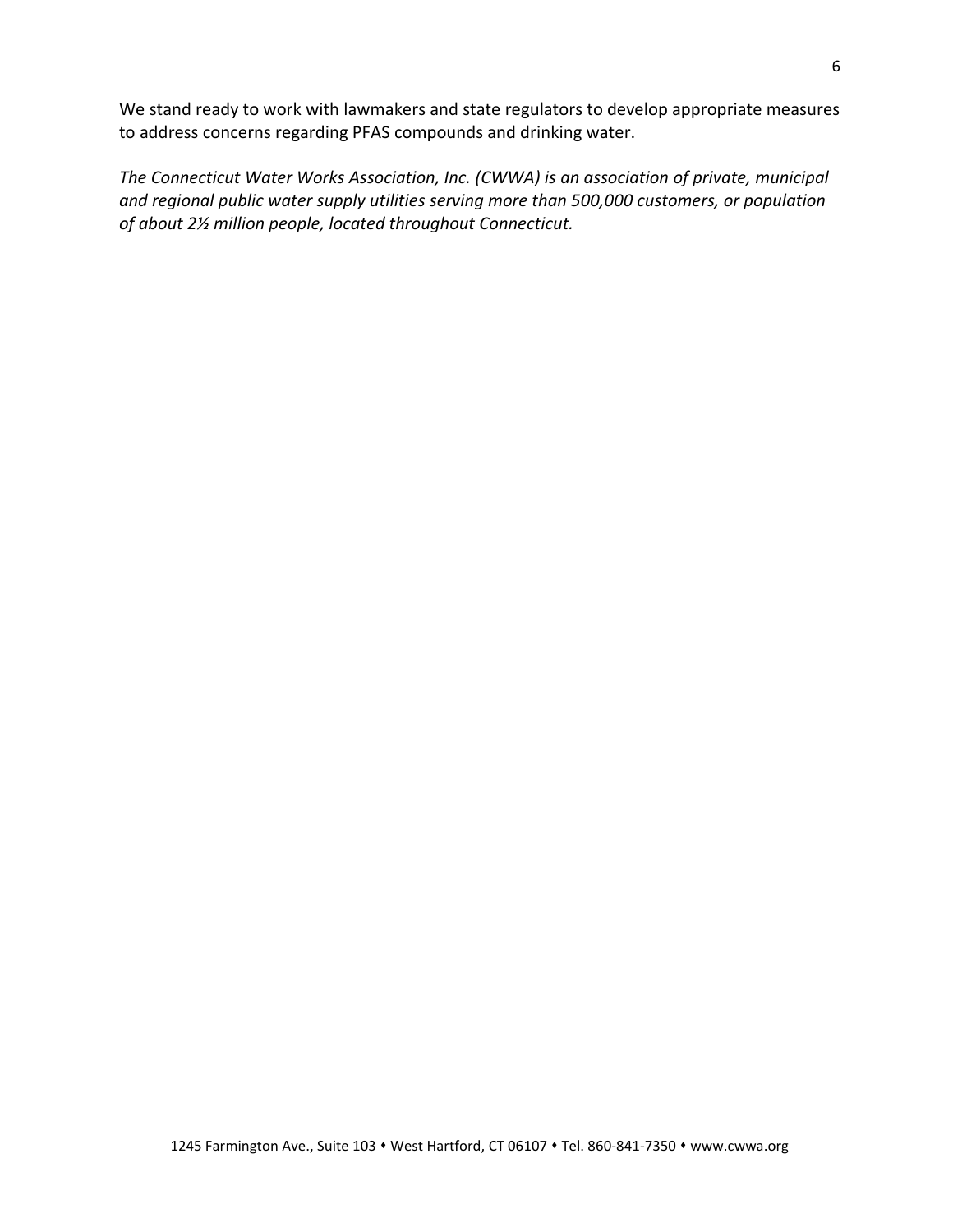We stand ready to work with lawmakers and state regulators to develop appropriate measures to address concerns regarding PFAS compounds and drinking water.

*The Connecticut Water Works Association, Inc. (CWWA) is an association of private, municipal and regional public water supply utilities serving more than 500,000 customers, or population of about 2½ million people, located throughout Connecticut.*